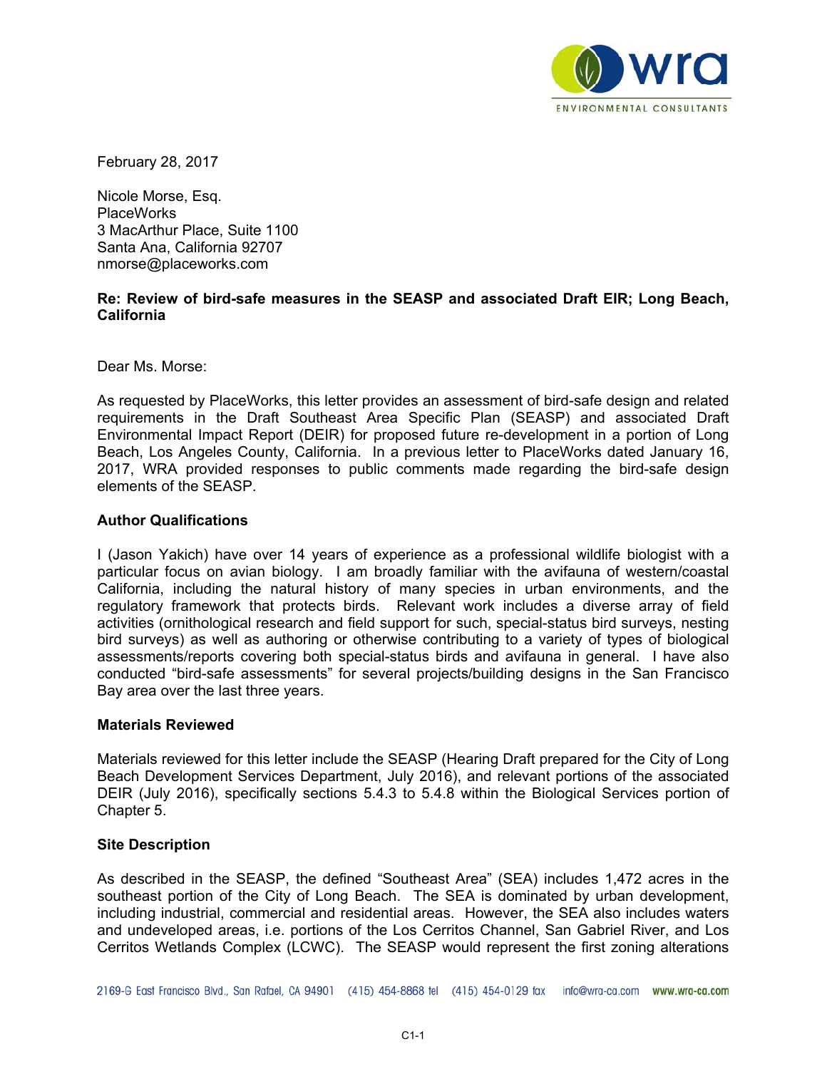February 28, 2017

Nicole Morse, Esq.
PlaceWorks
3 MacArthur Place, Suite 1100
Santa Ana, California 92707
nmorse@placeworks.com

**Re: Review of bird-safe measures in the SEASP and associated Draft EIR; Long Beach, California**

Dear Ms. Morse:

As requested by PlaceWorks, this letter provides an assessment of bird-safe design and related requirements in the Draft Southeast Area Specific Plan (SEASP) and associated Draft Environmental Impact Report (DEIR) for proposed future re-development in a portion of Long Beach, Los Angeles County, California. In a previous letter to PlaceWorks dated January 16, 2017, WRA provided responses to public comments made regarding the bird-safe design elements of the SEASP.

## Author Qualifications

I (Jason Yakich) have over 14 years of experience as a professional wildlife biologist with a particular focus on avian biology. I am broadly familiar with the avifauna of western/coastal California, including the natural history of many species in urban environments, and the regulatory framework that protects birds. Relevant work includes a diverse array of field activities (ornithological research and field support for such, special-status bird surveys, nesting bird surveys) as well as authoring or otherwise contributing to a variety of types of biological assessments/reports covering both special-status birds and avifauna in general. I have also conducted "bird-safe assessments" for several projects/building designs in the San Francisco Bay area over the last three years.

## Materials Reviewed

Materials reviewed for this letter include the SEASP (Hearing Draft prepared for the City of Long Beach Development Services Department, July 2016), and relevant portions of the associated DEIR (July 2016), specifically sections 5.4.3 to 5.4.8 within the Biological Services portion of Chapter 5.

## Site Description

As described in the SEASP, the defined "Southeast Area" (SEA) includes 1,472 acres in the southeast portion of the City of Long Beach. The SEA is dominated by urban development, including industrial, commercial and residential areas. However, the SEA also includes waters and undeveloped areas, i.e. portions of the Los Cerritos Channel, San Gabriel River, and Los Cerritos Wetlands Complex (LCWC). The SEASP would represent the first zoning alterations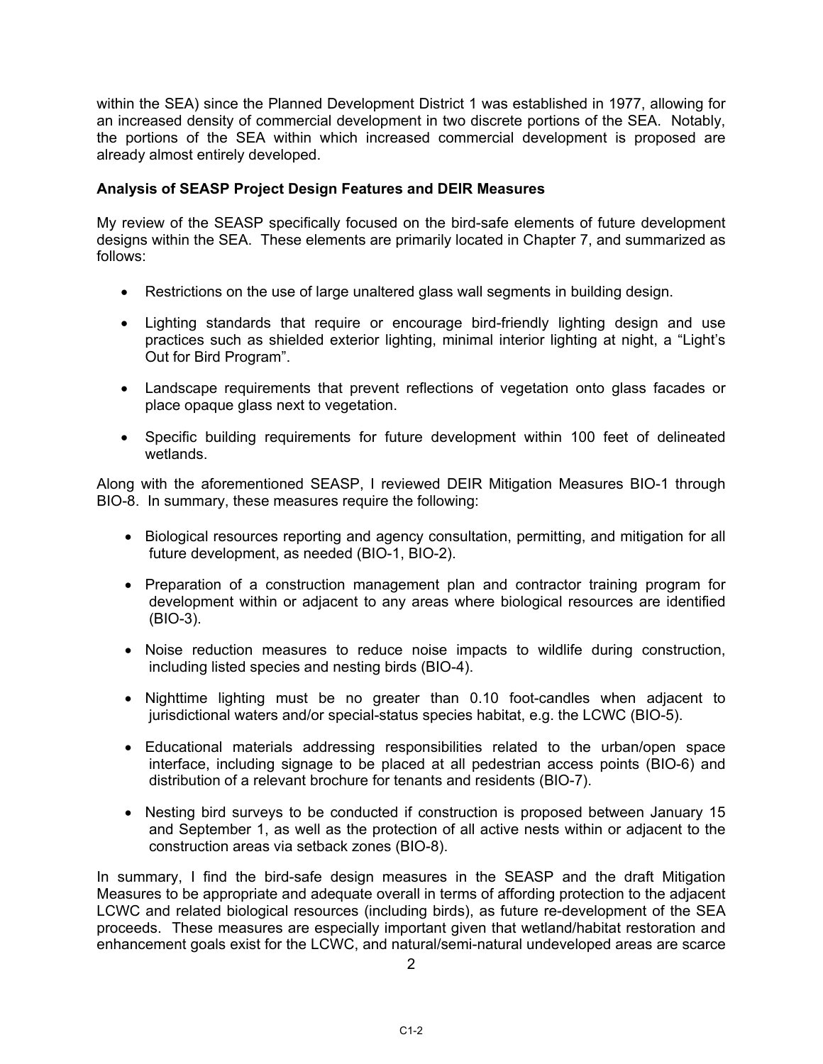within the SEA) since the Planned Development District 1 was established in 1977, allowing for an increased density of commercial development in two discrete portions of the SEA. Notably, the portions of the SEA within which increased commercial development is proposed are already almost entirely developed.

**Analysis of SEASP Project Design Features and DEIR Measures**

My review of the SEASP specifically focused on the bird-safe elements of future development designs within the SEA. These elements are primarily located in Chapter 7, and summarized as follows:

- Restrictions on the use of large unaltered glass wall segments in building design.
- Lighting standards that require or encourage bird-friendly lighting design and use practices such as shielded exterior lighting, minimal interior lighting at night, a "Light's Out for Bird Program".
- Landscape requirements that prevent reflections of vegetation onto glass facades or place opaque glass next to vegetation.
- Specific building requirements for future development within 100 feet of delineated wetlands.

Along with the aforementioned SEASP, I reviewed DEIR Mitigation Measures BIO-1 through BIO-8. In summary, these measures require the following:

- Biological resources reporting and agency consultation, permitting, and mitigation for all future development, as needed (BIO-1, BIO-2).
- Preparation of a construction management plan and contractor training program for development within or adjacent to any areas where biological resources are identified (BIO-3).
- Noise reduction measures to reduce noise impacts to wildlife during construction, including listed species and nesting birds (BIO-4).
- Nighttime lighting must be no greater than 0.10 foot-candles when adjacent to jurisdictional waters and/or special-status species habitat, e.g. the LCWC (BIO-5).
- Educational materials addressing responsibilities related to the urban/open space interface, including signage to be placed at all pedestrian access points (BIO-6) and distribution of a relevant brochure for tenants and residents (BIO-7).
- Nesting bird surveys to be conducted if construction is proposed between January 15 and September 1, as well as the protection of all active nests within or adjacent to the construction areas via setback zones (BIO-8).

In summary, I find the bird-safe design measures in the SEASP and the draft Mitigation Measures to be appropriate and adequate overall in terms of affording protection to the adjacent LCWC and related biological resources (including birds), as future re-development of the SEA proceeds. These measures are especially important given that wetland/habitat restoration and enhancement goals exist for the LCWC, and natural/semi-natural undeveloped areas are scarce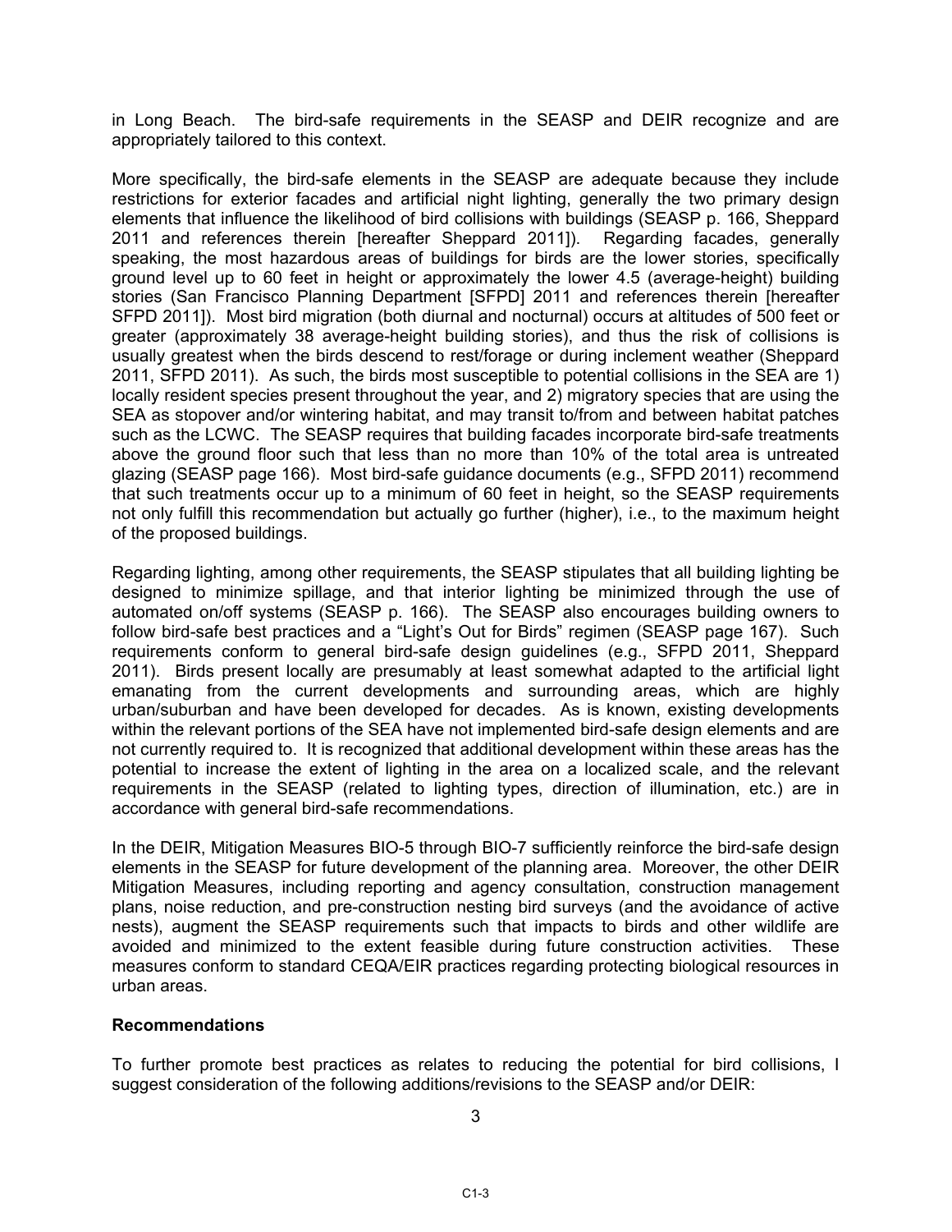in Long Beach. The bird-safe requirements in the SEASP and DEIR recognize and are appropriately tailored to this context.

More specifically, the bird-safe elements in the SEASP are adequate because they include restrictions for exterior facades and artificial night lighting, generally the two primary design elements that influence the likelihood of bird collisions with buildings (SEASP p. 166, Sheppard 2011 and references therein [hereafter Sheppard 2011]). Regarding facades, generally speaking, the most hazardous areas of buildings for birds are the lower stories, specifically ground level up to 60 feet in height or approximately the lower 4.5 (average-height) building stories (San Francisco Planning Department [SFPD] 2011 and references therein [hereafter SFPD 2011]). Most bird migration (both diurnal and nocturnal) occurs at altitudes of 500 feet or greater (approximately 38 average-height building stories), and thus the risk of collisions is usually greatest when the birds descend to rest/forage or during inclement weather (Sheppard 2011, SFPD 2011). As such, the birds most susceptible to potential collisions in the SEA are 1) locally resident species present throughout the year, and 2) migratory species that are using the SEA as stopover and/or wintering habitat, and may transit to/from and between habitat patches such as the LCWC. The SEASP requires that building facades incorporate bird-safe treatments above the ground floor such that less than no more than 10% of the total area is untreated glazing (SEASP page 166). Most bird-safe guidance documents (e.g., SFPD 2011) recommend that such treatments occur up to a minimum of 60 feet in height, so the SEASP requirements not only fulfill this recommendation but actually go further (higher), i.e., to the maximum height of the proposed buildings.

Regarding lighting, among other requirements, the SEASP stipulates that all building lighting be designed to minimize spillage, and that interior lighting be minimized through the use of automated on/off systems (SEASP p. 166). The SEASP also encourages building owners to follow bird-safe best practices and a "Light's Out for Birds" regimen (SEASP page 167). Such requirements conform to general bird-safe design guidelines (e.g., SFPD 2011, Sheppard 2011). Birds present locally are presumably at least somewhat adapted to the artificial light emanating from the current developments and surrounding areas, which are highly urban/suburban and have been developed for decades. As is known, existing developments within the relevant portions of the SEA have not implemented bird-safe design elements and are not currently required to. It is recognized that additional development within these areas has the potential to increase the extent of lighting in the area on a localized scale, and the relevant requirements in the SEASP (related to lighting types, direction of illumination, etc.) are in accordance with general bird-safe recommendations.

In the DEIR, Mitigation Measures BIO-5 through BIO-7 sufficiently reinforce the bird-safe design elements in the SEASP for future development of the planning area. Moreover, the other DEIR Mitigation Measures, including reporting and agency consultation, construction management plans, noise reduction, and pre-construction nesting bird surveys (and the avoidance of active nests), augment the SEASP requirements such that impacts to birds and other wildlife are avoided and minimized to the extent feasible during future construction activities. These measures conform to standard CEQA/EIR practices regarding protecting biological resources in urban areas.

**Recommendations**

To further promote best practices as relates to reducing the potential for bird collisions, I suggest consideration of the following additions/revisions to the SEASP and/or DEIR: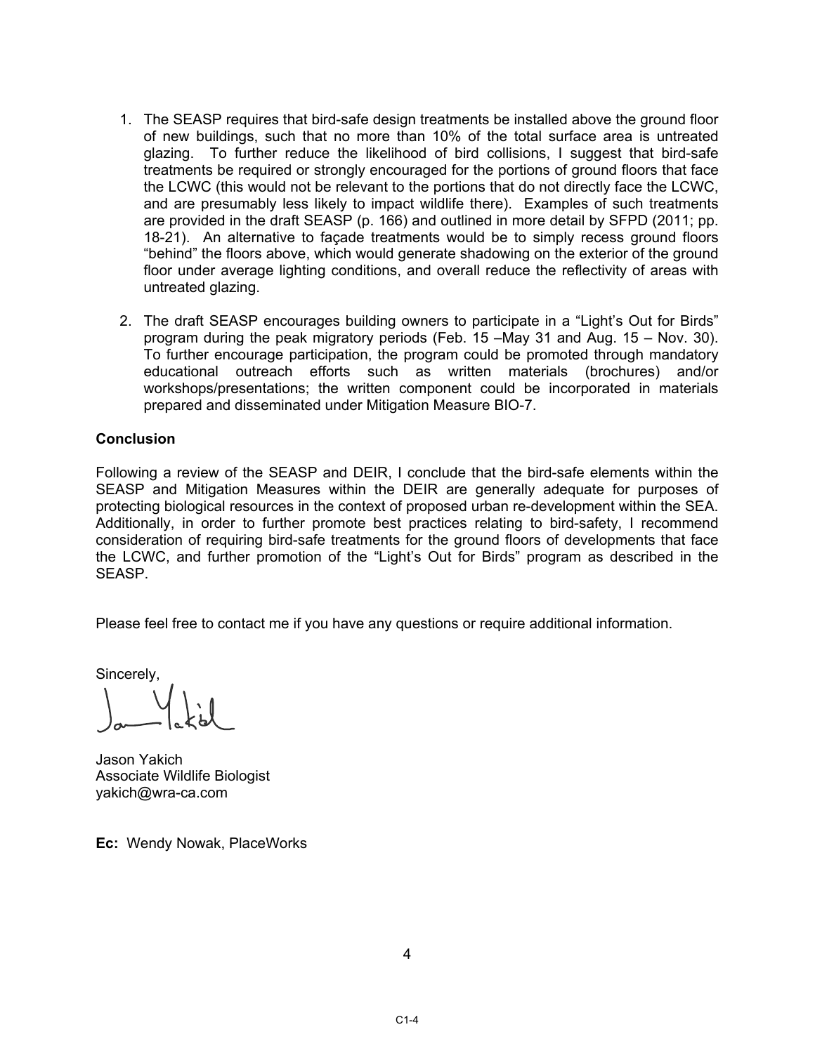1. The SEASP requires that bird-safe design treatments be installed above the ground floor of new buildings, such that no more than 10% of the total surface area is untreated glazing. To further reduce the likelihood of bird collisions, I suggest that bird-safe treatments be required or strongly encouraged for the portions of ground floors that face the LCWC (this would not be relevant to the portions that do not directly face the LCWC, and are presumably less likely to impact wildlife there). Examples of such treatments are provided in the draft SEASP (p. 166) and outlined in more detail by SFPD (2011; pp. 18-21). An alternative to façade treatments would be to simply recess ground floors "behind" the floors above, which would generate shadowing on the exterior of the ground floor under average lighting conditions, and overall reduce the reflectivity of areas with untreated glazing.

2. The draft SEASP encourages building owners to participate in a "Light's Out for Birds" program during the peak migratory periods (Feb. 15 –May 31 and Aug. 15 – Nov. 30). To further encourage participation, the program could be promoted through mandatory educational outreach efforts such as written materials (brochures) and/or workshops/presentations; the written component could be incorporated in materials prepared and disseminated under Mitigation Measure BIO-7.

**Conclusion**

Following a review of the SEASP and DEIR, I conclude that the bird-safe elements within the SEASP and Mitigation Measures within the DEIR are generally adequate for purposes of protecting biological resources in the context of proposed urban re-development within the SEA. Additionally, in order to further promote best practices relating to bird-safety, I recommend consideration of requiring bird-safe treatments for the ground floors of developments that face the LCWC, and further promotion of the "Light's Out for Birds" program as described in the SEASP.

Please feel free to contact me if you have any questions or require additional information.

Sincerely,

Jason Yakich
Associate Wildlife Biologist
yakich@wra-ca.com

**Ec:** Wendy Nowak, PlaceWorks

C1-4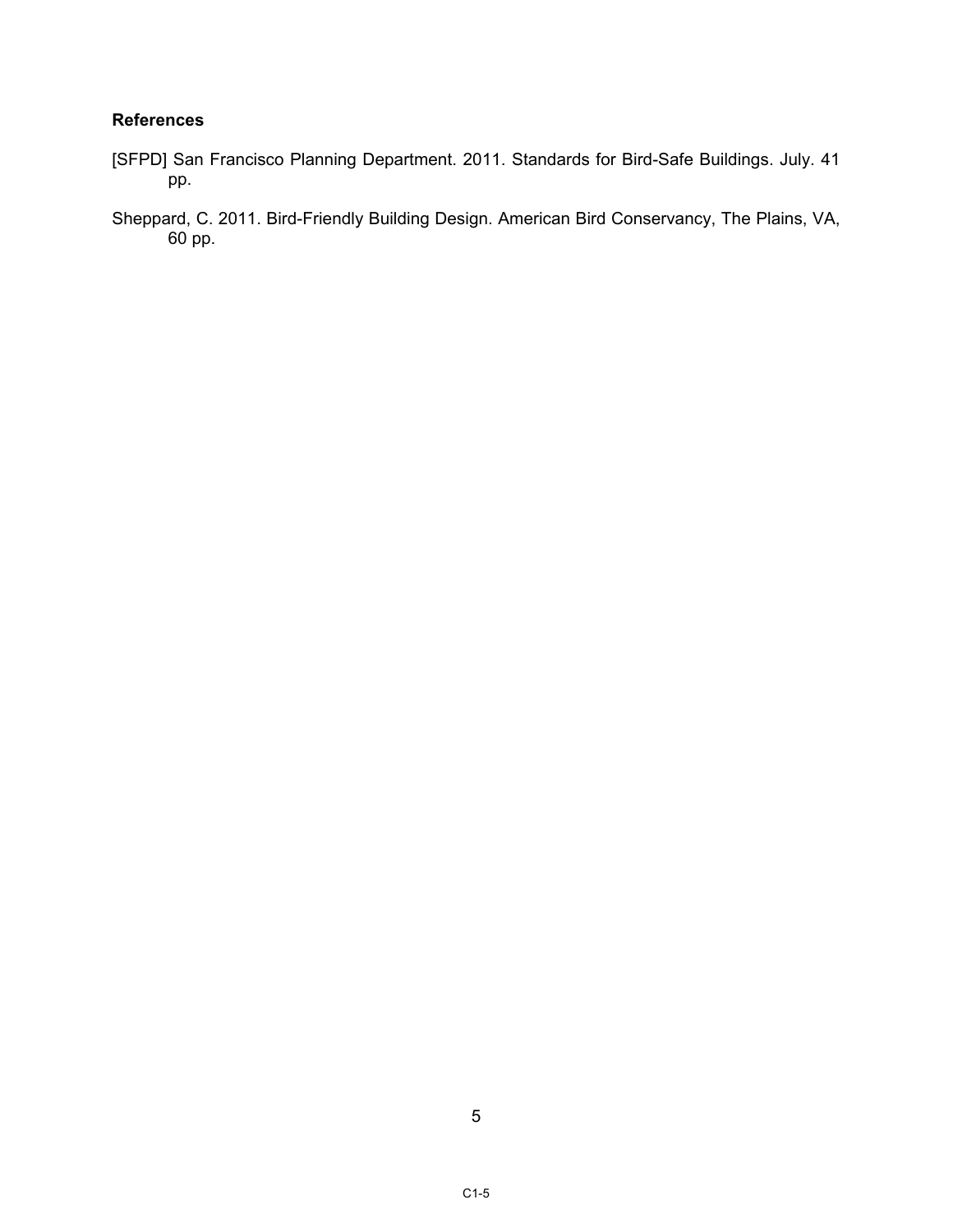**References**

[SFPD] San Francisco Planning Department. 2011. Standards for Bird-Safe Buildings. July. 41 pp.

Sheppard, C. 2011. Bird-Friendly Building Design. American Bird Conservancy, The Plains, VA, 60 pp.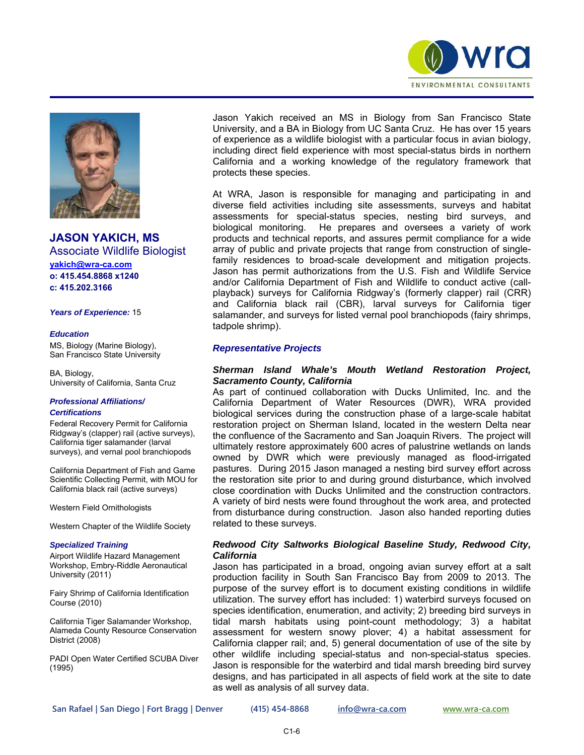# JASON YAKICH, MS

## Associate Wildlife Biologist

yakich@wra-ca.com
**o: 415.454.8868 x1240**
**c: 415.202.3166**

***Years of Experience:*** 15

***Education***

MS, Biology (Marine Biology), San Francisco State University

BA, Biology, University of California, Santa Cruz

***Professional Affiliations/ Certifications***

Federal Recovery Permit for California Ridgway's (clapper) rail (active surveys), California tiger salamander (larval surveys), and vernal pool branchiopods

California Department of Fish and Game Scientific Collecting Permit, with MOU for California black rail (active surveys)

Western Field Ornithologists

Western Chapter of the Wildlife Society

***Specialized Training***

Airport Wildlife Hazard Management Workshop, Embry-Riddle Aeronautical University (2011)

Fairy Shrimp of California Identification Course (2010)

California Tiger Salamander Workshop, Alameda County Resource Conservation District (2008)

PADI Open Water Certified SCUBA Diver (1995)

Jason Yakich received an MS in Biology from San Francisco State University, and a BA in Biology from UC Santa Cruz. He has over 15 years of experience as a wildlife biologist with a particular focus in avian biology, including direct field experience with most special-status birds in northern California and a working knowledge of the regulatory framework that protects these species.

At WRA, Jason is responsible for managing and participating in and diverse field activities including site assessments, surveys and habitat assessments for special-status species, nesting bird surveys, and biological monitoring. He prepares and oversees a variety of work products and technical reports, and assures permit compliance for a wide array of public and private projects that range from construction of single-family residences to broad-scale development and mitigation projects. Jason has permit authorizations from the U.S. Fish and Wildlife Service and/or California Department of Fish and Wildlife to conduct active (call-playback) surveys for California Ridgway's (formerly clapper) rail (CRR) and California black rail (CBR), larval surveys for California tiger salamander, and surveys for listed vernal pool branchiopods (fairy shrimps, tadpole shrimp).

## *Representative Projects*

### *Sherman Island Whale's Mouth Wetland Restoration Project, Sacramento County, California*

As part of continued collaboration with Ducks Unlimited, Inc. and the California Department of Water Resources (DWR), WRA provided biological services during the construction phase of a large-scale habitat restoration project on Sherman Island, located in the western Delta near the confluence of the Sacramento and San Joaquin Rivers. The project will ultimately restore approximately 600 acres of palustrine wetlands on lands owned by DWR which were previously managed as flood-irrigated pastures. During 2015 Jason managed a nesting bird survey effort across the restoration site prior to and during ground disturbance, which involved close coordination with Ducks Unlimited and the construction contractors. A variety of bird nests were found throughout the work area, and protected from disturbance during construction. Jason also handed reporting duties related to these surveys.

### *Redwood City Saltworks Biological Baseline Study, Redwood City, California*

Jason has participated in a broad, ongoing avian survey effort at a salt production facility in South San Francisco Bay from 2009 to 2013. The purpose of the survey effort is to document existing conditions in wildlife utilization. The survey effort has included: 1) waterbird surveys focused on species identification, enumeration, and activity; 2) breeding bird surveys in tidal marsh habitats using point-count methodology; 3) a habitat assessment for western snowy plover; 4) a habitat assessment for California clapper rail; and, 5) general documentation of use of the site by other wildlife including special-status and non-special-status species. Jason is responsible for the waterbird and tidal marsh breeding bird survey designs, and has participated in all aspects of field work at the site to date as well as analysis of all survey data.

San Rafael | San Diego | Fort Bragg | Denver (415) 454-8868 info@wra-ca.com www.wra-ca.com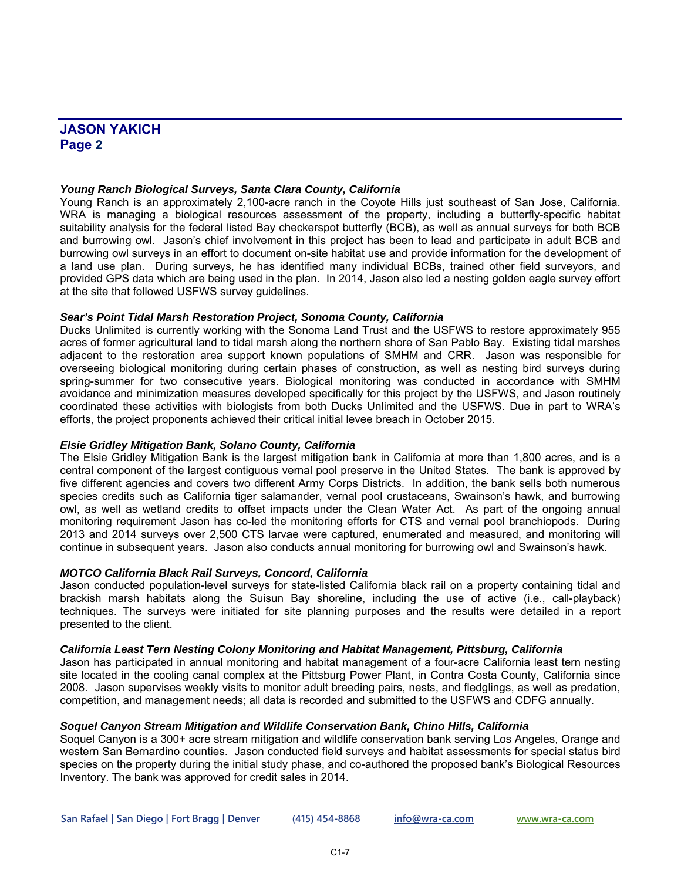### *Young Ranch Biological Surveys, Santa Clara County, California*

Young Ranch is an approximately 2,100-acre ranch in the Coyote Hills just southeast of San Jose, California. WRA is managing a biological resources assessment of the property, including a butterfly-specific habitat suitability analysis for the federal listed Bay checkerspot butterfly (BCB), as well as annual surveys for both BCB and burrowing owl. Jason's chief involvement in this project has been to lead and participate in adult BCB and burrowing owl surveys in an effort to document on-site habitat use and provide information for the development of a land use plan. During surveys, he has identified many individual BCBs, trained other field surveyors, and provided GPS data which are being used in the plan. In 2014, Jason also led a nesting golden eagle survey effort at the site that followed USFWS survey guidelines.

### *Sear's Point Tidal Marsh Restoration Project, Sonoma County, California*

Ducks Unlimited is currently working with the Sonoma Land Trust and the USFWS to restore approximately 955 acres of former agricultural land to tidal marsh along the northern shore of San Pablo Bay. Existing tidal marshes adjacent to the restoration area support known populations of SMHM and CRR. Jason was responsible for overseeing biological monitoring during certain phases of construction, as well as nesting bird surveys during spring-summer for two consecutive years. Biological monitoring was conducted in accordance with SMHM avoidance and minimization measures developed specifically for this project by the USFWS, and Jason routinely coordinated these activities with biologists from both Ducks Unlimited and the USFWS. Due in part to WRA's efforts, the project proponents achieved their critical initial levee breach in October 2015.

### *Elsie Gridley Mitigation Bank, Solano County, California*

The Elsie Gridley Mitigation Bank is the largest mitigation bank in California at more than 1,800 acres, and is a central component of the largest contiguous vernal pool preserve in the United States. The bank is approved by five different agencies and covers two different Army Corps Districts. In addition, the bank sells both numerous species credits such as California tiger salamander, vernal pool crustaceans, Swainson's hawk, and burrowing owl, as well as wetland credits to offset impacts under the Clean Water Act. As part of the ongoing annual monitoring requirement Jason has co-led the monitoring efforts for CTS and vernal pool branchiopods. During 2013 and 2014 surveys over 2,500 CTS larvae were captured, enumerated and measured, and monitoring will continue in subsequent years. Jason also conducts annual monitoring for burrowing owl and Swainson's hawk.

### *MOTCO California Black Rail Surveys, Concord, California*

Jason conducted population-level surveys for state-listed California black rail on a property containing tidal and brackish marsh habitats along the Suisun Bay shoreline, including the use of active (i.e., call-playback) techniques. The surveys were initiated for site planning purposes and the results were detailed in a report presented to the client.

### *California Least Tern Nesting Colony Monitoring and Habitat Management, Pittsburg, California*

Jason has participated in annual monitoring and habitat management of a four-acre California least tern nesting site located in the cooling canal complex at the Pittsburg Power Plant, in Contra Costa County, California since 2008. Jason supervises weekly visits to monitor adult breeding pairs, nests, and fledglings, as well as predation, competition, and management needs; all data is recorded and submitted to the USFWS and CDFG annually.

### *Soquel Canyon Stream Mitigation and Wildlife Conservation Bank, Chino Hills, California*

Soquel Canyon is a 300+ acre stream mitigation and wildlife conservation bank serving Los Angeles, Orange and western San Bernardino counties. Jason conducted field surveys and habitat assessments for special status bird species on the property during the initial study phase, and co-authored the proposed bank's Biological Resources Inventory. The bank was approved for credit sales in 2014.